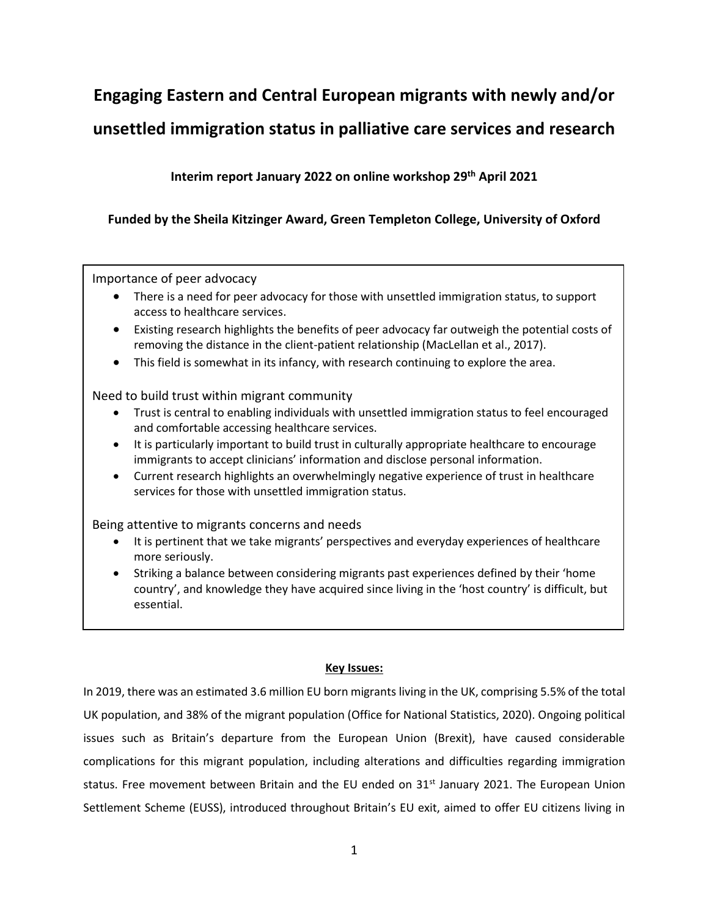# Engaging Eastern and Central European migrants with newly and/or unsettled immigration status in palliative care services and research

**Interim report January 2022 on online workshop 29th April 2021**

**Funded by the Sheila Kitzinger Award, Green Templeton College, University of Oxford**

Importance of peer advocacy

- There is a need for peer advocacy for those with unsettled immigration status, to support access to healthcare services.
- Existing research highlights the benefits of peer advocacy far outweigh the potential costs of removing the distance in the client-patient relationship (MacLellan et al., 2017).
- This field is somewhat in its infancy, with research continuing to explore the area.

Need to build trust within migrant community

- Trust is central to enabling individuals with unsettled immigration status to feel encouraged and comfortable accessing healthcare services.
- It is particularly important to build trust in culturally appropriate healthcare to encourage immigrants to accept clinicians' information and disclose personal information.
- Current research highlights an overwhelmingly negative experience of trust in healthcare services for those with unsettled immigration status.

Being attentive to migrants concerns and needs

- It is pertinent that we take migrants' perspectives and everyday experiences of healthcare more seriously.
- Striking a balance between considering migrants past experiences defined by their 'home country', and knowledge they have acquired since living in the 'host country' is difficult, but essential.

**Key Issues:**

In 2019, there was an estimated 3.6 million EU born migrants living in the UK, comprising 5.5% of the total UK population, and 38% of the migrant population (Office for National Statistics, 2020). Ongoing political issues such as Britain's departure from the European Union (Brexit), have caused considerable complications for this migrant population, including alterations and difficulties regarding immigration status. Free movement between Britain and the EU ended on 31st January 2021. The European Union Settlement Scheme (EUSS), introduced throughout Britain's EU exit, aimed to offer EU citizens living in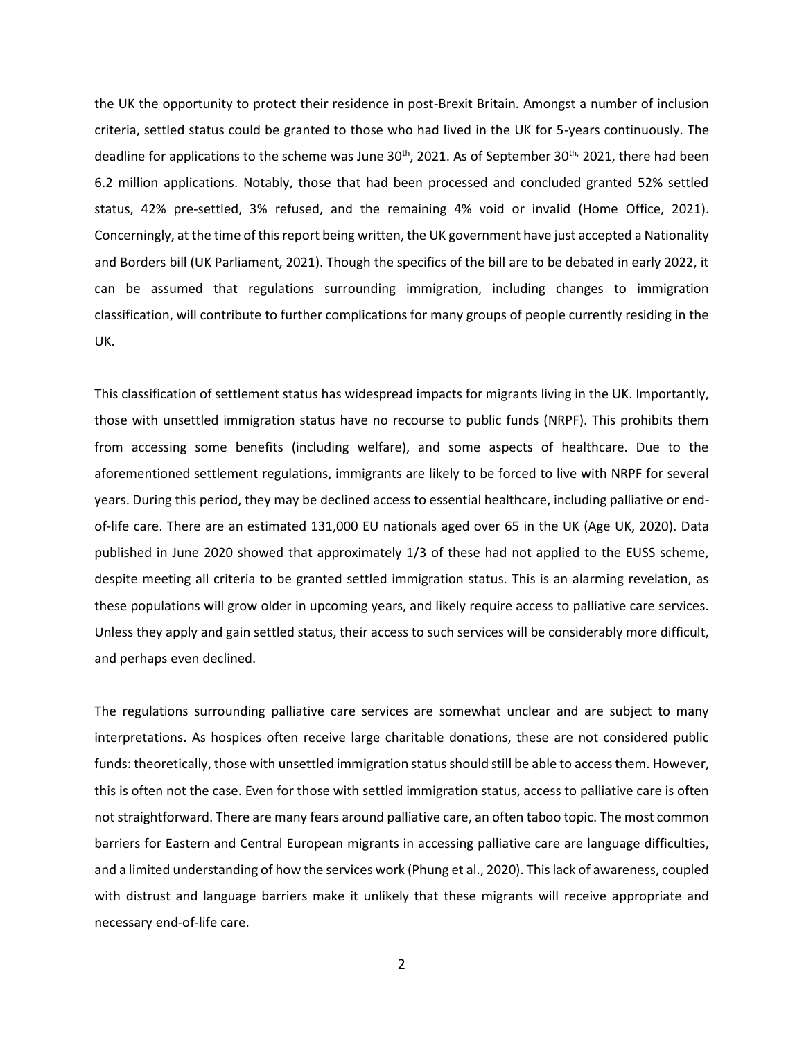the UK the opportunity to protect their residence in post-Brexit Britain. Amongst a number of inclusion criteria, settled status could be granted to those who had lived in the UK for 5-years continuously. The deadline for applications to the scheme was June 30th, 2021. As of September 30th, 2021, there had been 6.2 million applications. Notably, those that had been processed and concluded granted 52% settled status, 42% pre-settled, 3% refused, and the remaining 4% void or invalid (Home Office, 2021). Concerningly, at the time of this report being written, the UK government have just accepted a Nationality and Borders bill (UK Parliament, 2021). Though the specifics of the bill are to be debated in early 2022, it can be assumed that regulations surrounding immigration, including changes to immigration classification, will contribute to further complications for many groups of people currently residing in the UK.

This classification of settlement status has widespread impacts for migrants living in the UK. Importantly, those with unsettled immigration status have no recourse to public funds (NRPF). This prohibits them from accessing some benefits (including welfare), and some aspects of healthcare. Due to the aforementioned settlement regulations, immigrants are likely to be forced to live with NRPF for several years. During this period, they may be declined access to essential healthcare, including palliative or end-of-life care. There are an estimated 131,000 EU nationals aged over 65 in the UK (Age UK, 2020). Data published in June 2020 showed that approximately 1/3 of these had not applied to the EUSS scheme, despite meeting all criteria to be granted settled immigration status. This is an alarming revelation, as these populations will grow older in upcoming years, and likely require access to palliative care services. Unless they apply and gain settled status, their access to such services will be considerably more difficult, and perhaps even declined.

The regulations surrounding palliative care services are somewhat unclear and are subject to many interpretations. As hospices often receive large charitable donations, these are not considered public funds: theoretically, those with unsettled immigration status should still be able to access them. However, this is often not the case. Even for those with settled immigration status, access to palliative care is often not straightforward. There are many fears around palliative care, an often taboo topic. The most common barriers for Eastern and Central European migrants in accessing palliative care are language difficulties, and a limited understanding of how the services work (Phung et al., 2020). This lack of awareness, coupled with distrust and language barriers make it unlikely that these migrants will receive appropriate and necessary end-of-life care.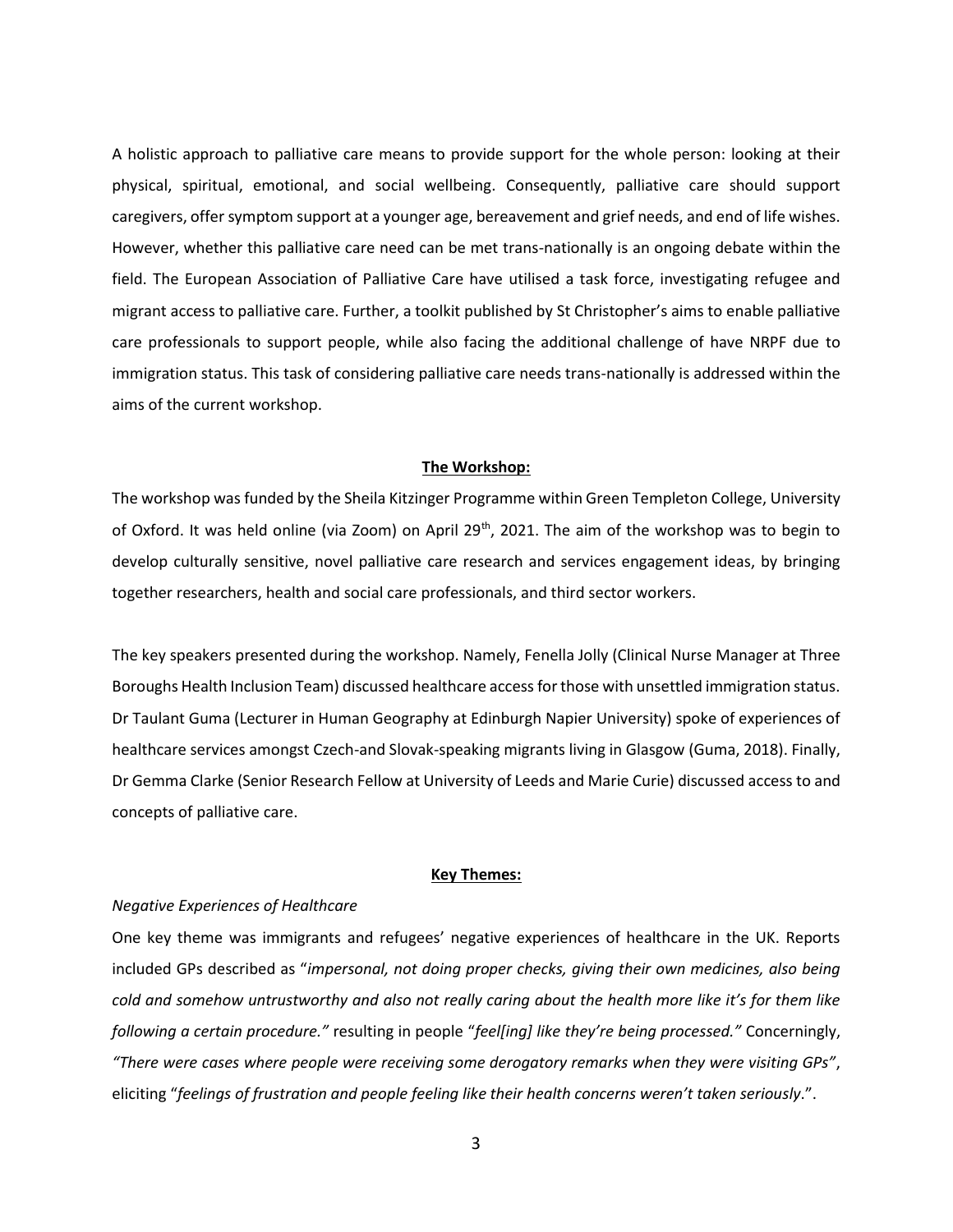A holistic approach to palliative care means to provide support for the whole person: looking at their physical, spiritual, emotional, and social wellbeing. Consequently, palliative care should support caregivers, offer symptom support at a younger age, bereavement and grief needs, and end of life wishes. However, whether this palliative care need can be met trans-nationally is an ongoing debate within the field. The European Association of Palliative Care have utilised a task force, investigating refugee and migrant access to palliative care. Further, a toolkit published by St Christopher's aims to enable palliative care professionals to support people, while also facing the additional challenge of have NRPF due to immigration status. This task of considering palliative care needs trans-nationally is addressed within the aims of the current workshop.

## The Workshop:

The workshop was funded by the Sheila Kitzinger Programme within Green Templeton College, University of Oxford. It was held online (via Zoom) on April 29th, 2021. The aim of the workshop was to begin to develop culturally sensitive, novel palliative care research and services engagement ideas, by bringing together researchers, health and social care professionals, and third sector workers.

The key speakers presented during the workshop. Namely, Fenella Jolly (Clinical Nurse Manager at Three Boroughs Health Inclusion Team) discussed healthcare access for those with unsettled immigration status. Dr Taulant Guma (Lecturer in Human Geography at Edinburgh Napier University) spoke of experiences of healthcare services amongst Czech-and Slovak-speaking migrants living in Glasgow (Guma, 2018). Finally, Dr Gemma Clarke (Senior Research Fellow at University of Leeds and Marie Curie) discussed access to and concepts of palliative care.

## Key Themes:

### *Negative Experiences of Healthcare*

One key theme was immigrants and refugees' negative experiences of healthcare in the UK. Reports included GPs described as "*impersonal, not doing proper checks, giving their own medicines, also being cold and somehow untrustworthy and also not really caring about the health more like it's for them like following a certain procedure."* resulting in people "*feel[ing] like they're being processed."* Concerningly, *"There were cases where people were receiving some derogatory remarks when they were visiting GPs"*, eliciting "*feelings of frustration and people feeling like their health concerns weren't taken seriously*.".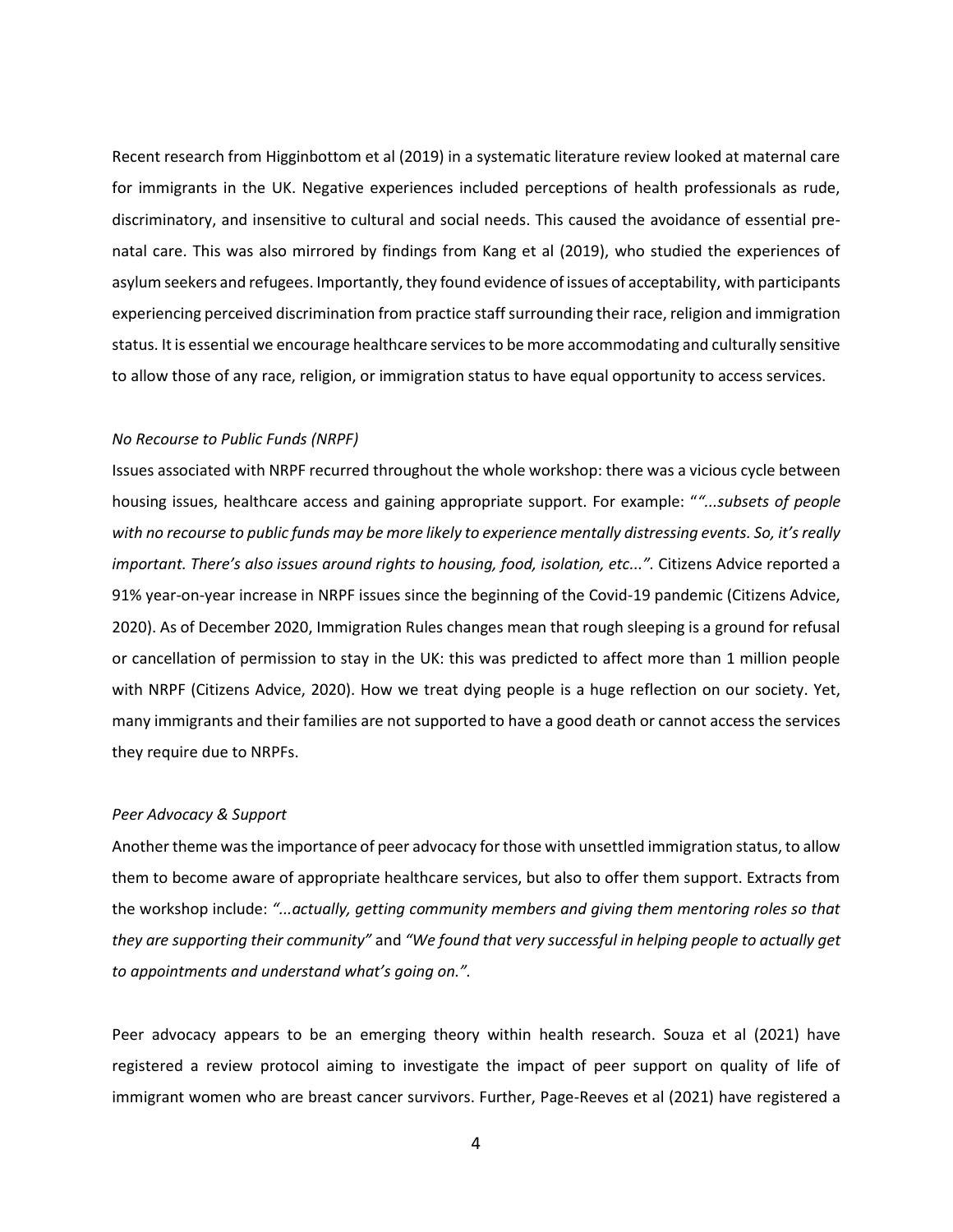Recent research from Higginbottom et al (2019) in a systematic literature review looked at maternal care for immigrants in the UK. Negative experiences included perceptions of health professionals as rude, discriminatory, and insensitive to cultural and social needs. This caused the avoidance of essential pre-natal care. This was also mirrored by findings from Kang et al (2019), who studied the experiences of asylum seekers and refugees. Importantly, they found evidence of issues of acceptability, with participants experiencing perceived discrimination from practice staff surrounding their race, religion and immigration status. It is essential we encourage healthcare services to be more accommodating and culturally sensitive to allow those of any race, religion, or immigration status to have equal opportunity to access services.

*No Recourse to Public Funds (NRPF)*

Issues associated with NRPF recurred throughout the whole workshop: there was a vicious cycle between housing issues, healthcare access and gaining appropriate support. For example: "*"...subsets of people with no recourse to public funds may be more likely to experience mentally distressing events. So, it's really important. There's also issues around rights to housing, food, isolation, etc..."*. Citizens Advice reported a 91% year-on-year increase in NRPF issues since the beginning of the Covid-19 pandemic (Citizens Advice, 2020). As of December 2020, Immigration Rules changes mean that rough sleeping is a ground for refusal or cancellation of permission to stay in the UK: this was predicted to affect more than 1 million people with NRPF (Citizens Advice, 2020). How we treat dying people is a huge reflection on our society. Yet, many immigrants and their families are not supported to have a good death or cannot access the services they require due to NRPFs.

*Peer Advocacy & Support*

Another theme was the importance of peer advocacy for those with unsettled immigration status, to allow them to become aware of appropriate healthcare services, but also to offer them support. Extracts from the workshop include: *"...actually, getting community members and giving them mentoring roles so that they are supporting their community"* and *"We found that very successful in helping people to actually get to appointments and understand what's going on."*.

Peer advocacy appears to be an emerging theory within health research. Souza et al (2021) have registered a review protocol aiming to investigate the impact of peer support on quality of life of immigrant women who are breast cancer survivors. Further, Page-Reeves et al (2021) have registered a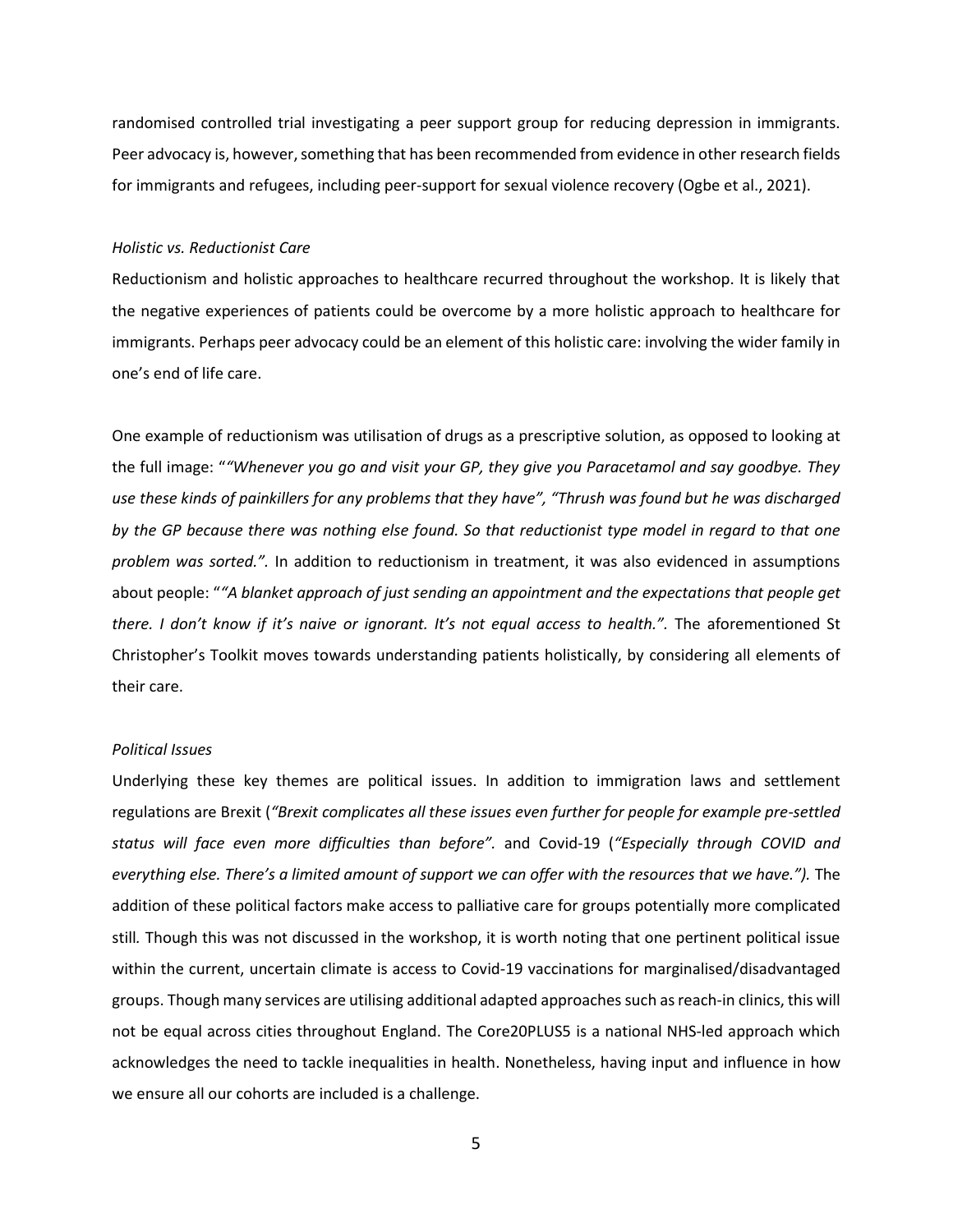randomised controlled trial investigating a peer support group for reducing depression in immigrants. Peer advocacy is, however, something that has been recommended from evidence in other research fields for immigrants and refugees, including peer-support for sexual violence recovery (Ogbe et al., 2021).

*Holistic vs. Reductionist Care*

Reductionism and holistic approaches to healthcare recurred throughout the workshop. It is likely that the negative experiences of patients could be overcome by a more holistic approach to healthcare for immigrants. Perhaps peer advocacy could be an element of this holistic care: involving the wider family in one's end of life care.

One example of reductionism was utilisation of drugs as a prescriptive solution, as opposed to looking at the full image: "*"Whenever you go and visit your GP, they give you Paracetamol and say goodbye. They use these kinds of painkillers for any problems that they have", "Thrush was found but he was discharged by the GP because there was nothing else found. So that reductionist type model in regard to that one problem was sorted."*. In addition to reductionism in treatment, it was also evidenced in assumptions about people: "*"A blanket approach of just sending an appointment and the expectations that people get there. I don't know if it's naive or ignorant. It's not equal access to health."*. The aforementioned St Christopher's Toolkit moves towards understanding patients holistically, by considering all elements of their care.

*Political Issues*

Underlying these key themes are political issues. In addition to immigration laws and settlement regulations are Brexit (*"Brexit complicates all these issues even further for people for example pre-settled status will face even more difficulties than before".* and Covid-19 (*"Especially through COVID and everything else. There's a limited amount of support we can offer with the resources that we have.").* The addition of these political factors make access to palliative care for groups potentially more complicated still. Though this was not discussed in the workshop, it is worth noting that one pertinent political issue within the current, uncertain climate is access to Covid-19 vaccinations for marginalised/disadvantaged groups. Though many services are utilising additional adapted approaches such as reach-in clinics, this will not be equal across cities throughout England. The Core20PLUS5 is a national NHS-led approach which acknowledges the need to tackle inequalities in health. Nonetheless, having input and influence in how we ensure all our cohorts are included is a challenge.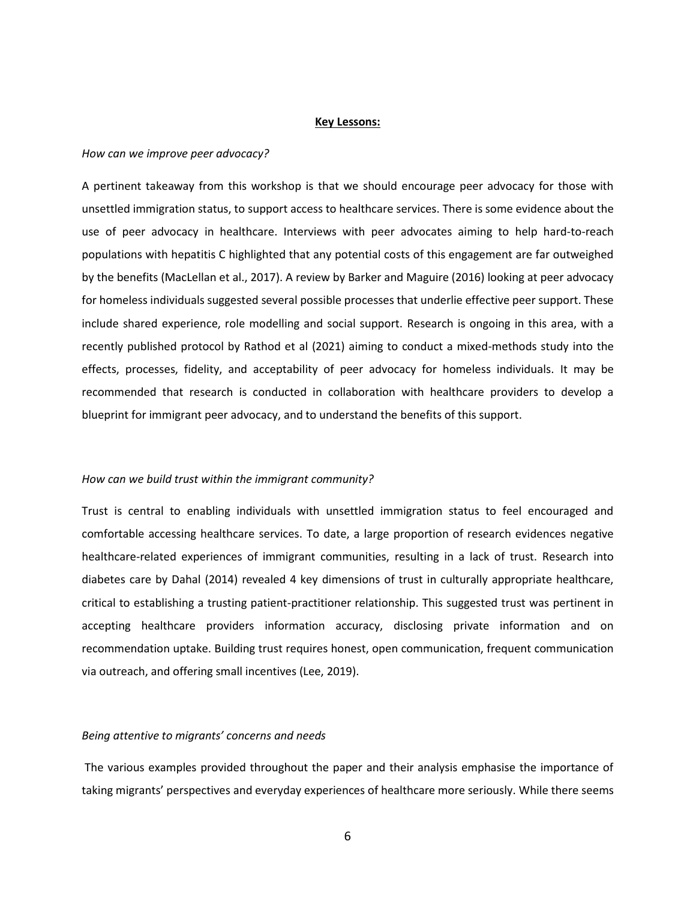**Key Lessons:**

*How can we improve peer advocacy?*

A pertinent takeaway from this workshop is that we should encourage peer advocacy for those with unsettled immigration status, to support access to healthcare services. There is some evidence about the use of peer advocacy in healthcare. Interviews with peer advocates aiming to help hard-to-reach populations with hepatitis C highlighted that any potential costs of this engagement are far outweighed by the benefits (MacLellan et al., 2017). A review by Barker and Maguire (2016) looking at peer advocacy for homeless individuals suggested several possible processes that underlie effective peer support. These include shared experience, role modelling and social support. Research is ongoing in this area, with a recently published protocol by Rathod et al (2021) aiming to conduct a mixed-methods study into the effects, processes, fidelity, and acceptability of peer advocacy for homeless individuals. It may be recommended that research is conducted in collaboration with healthcare providers to develop a blueprint for immigrant peer advocacy, and to understand the benefits of this support.

*How can we build trust within the immigrant community?*

Trust is central to enabling individuals with unsettled immigration status to feel encouraged and comfortable accessing healthcare services. To date, a large proportion of research evidences negative healthcare-related experiences of immigrant communities, resulting in a lack of trust. Research into diabetes care by Dahal (2014) revealed 4 key dimensions of trust in culturally appropriate healthcare, critical to establishing a trusting patient-practitioner relationship. This suggested trust was pertinent in accepting healthcare providers information accuracy, disclosing private information and on recommendation uptake. Building trust requires honest, open communication, frequent communication via outreach, and offering small incentives (Lee, 2019).

*Being attentive to migrants' concerns and needs*

The various examples provided throughout the paper and their analysis emphasise the importance of taking migrants' perspectives and everyday experiences of healthcare more seriously. While there seems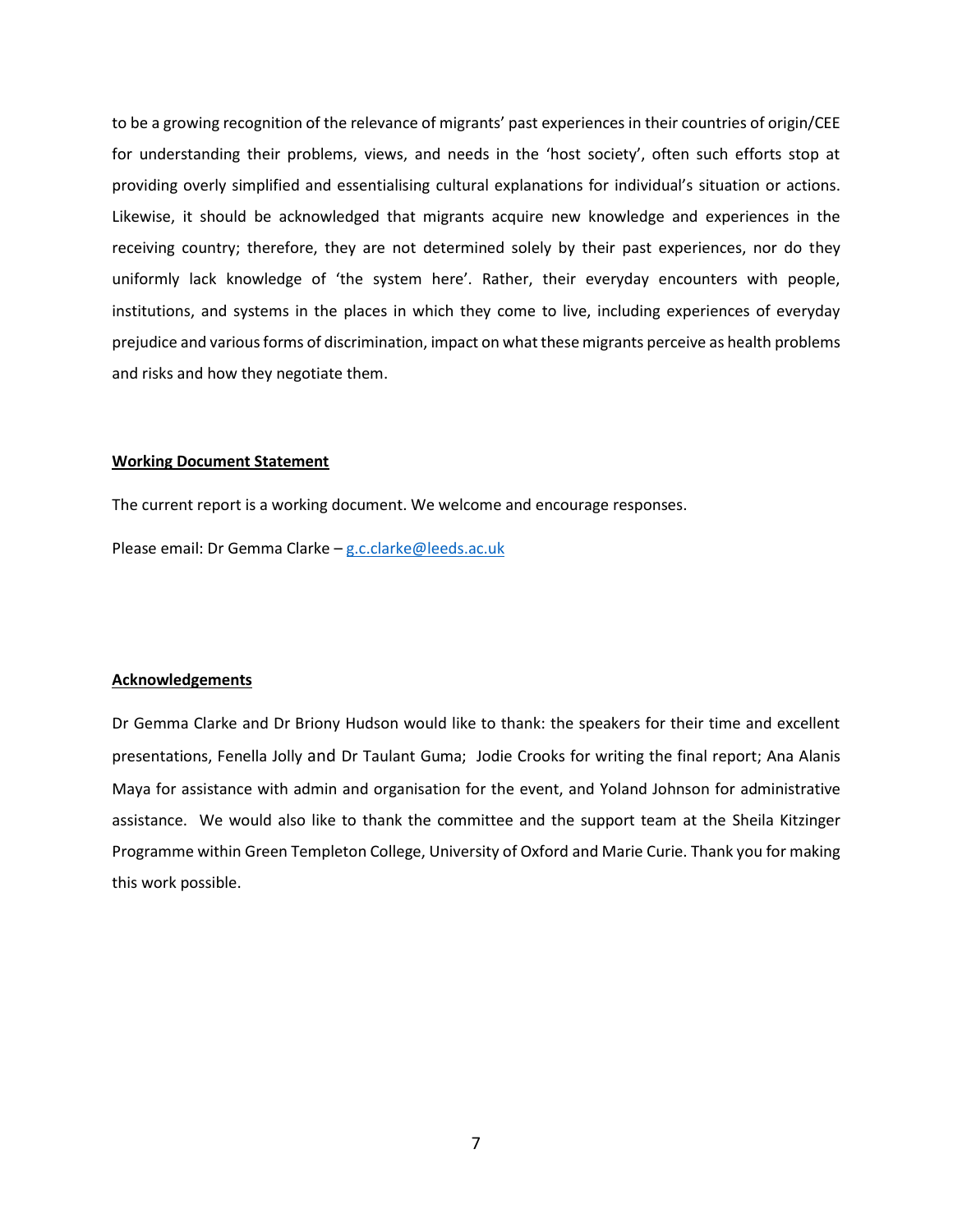to be a growing recognition of the relevance of migrants' past experiences in their countries of origin/CEE for understanding their problems, views, and needs in the 'host society', often such efforts stop at providing overly simplified and essentialising cultural explanations for individual's situation or actions. Likewise, it should be acknowledged that migrants acquire new knowledge and experiences in the receiving country; therefore, they are not determined solely by their past experiences, nor do they uniformly lack knowledge of 'the system here'. Rather, their everyday encounters with people, institutions, and systems in the places in which they come to live, including experiences of everyday prejudice and various forms of discrimination, impact on what these migrants perceive as health problems and risks and how they negotiate them.

**Working Document Statement**

The current report is a working document. We welcome and encourage responses.

Please email: Dr Gemma Clarke – g.c.clarke@leeds.ac.uk

**Acknowledgements**

Dr Gemma Clarke and Dr Briony Hudson would like to thank: the speakers for their time and excellent presentations, Fenella Jolly and Dr Taulant Guma; Jodie Crooks for writing the final report; Ana Alanis Maya for assistance with admin and organisation for the event, and Yoland Johnson for administrative assistance. We would also like to thank the committee and the support team at the Sheila Kitzinger Programme within Green Templeton College, University of Oxford and Marie Curie. Thank you for making this work possible.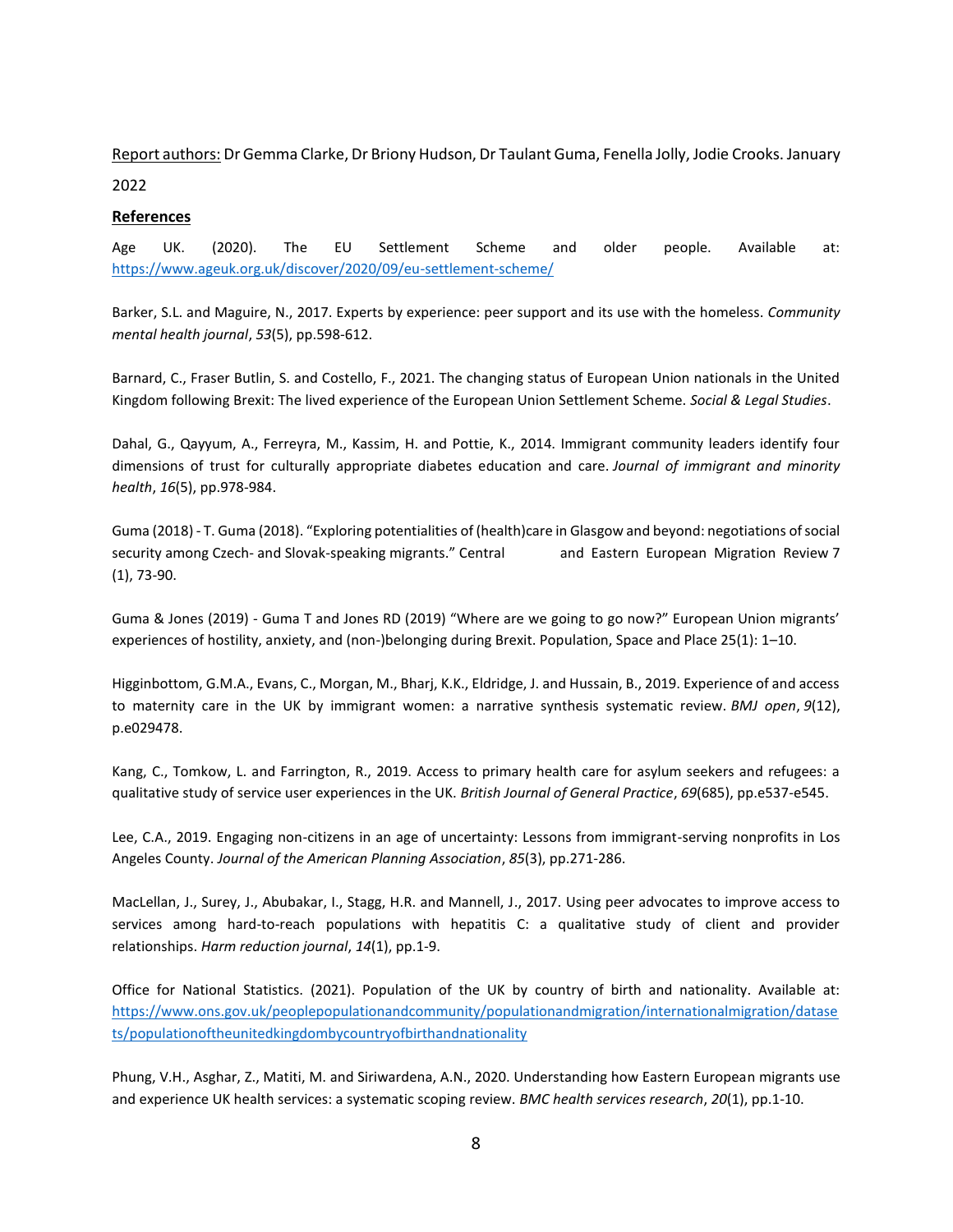Report authors: Dr Gemma Clarke, Dr Briony Hudson, Dr Taulant Guma, Fenella Jolly, Jodie Crooks. January 2022

**References**

Age UK. (2020). The EU Settlement Scheme and older people. Available at: https://www.ageuk.org.uk/discover/2020/09/eu-settlement-scheme/

Barker, S.L. and Maguire, N., 2017. Experts by experience: peer support and its use with the homeless. *Community mental health journal*, *53*(5), pp.598-612.

Barnard, C., Fraser Butlin, S. and Costello, F., 2021. The changing status of European Union nationals in the United Kingdom following Brexit: The lived experience of the European Union Settlement Scheme. *Social & Legal Studies*.

Dahal, G., Qayyum, A., Ferreyra, M., Kassim, H. and Pottie, K., 2014. Immigrant community leaders identify four dimensions of trust for culturally appropriate diabetes education and care. *Journal of immigrant and minority health*, *16*(5), pp.978-984.

Guma (2018) - T. Guma (2018). "Exploring potentialities of (health)care in Glasgow and beyond: negotiations of social security among Czech- and Slovak-speaking migrants." Central and Eastern European Migration Review 7 (1), 73-90.

Guma & Jones (2019) - Guma T and Jones RD (2019) "Where are we going to go now?" European Union migrants' experiences of hostility, anxiety, and (non-)belonging during Brexit. Population, Space and Place 25(1): 1–10.

Higginbottom, G.M.A., Evans, C., Morgan, M., Bharj, K.K., Eldridge, J. and Hussain, B., 2019. Experience of and access to maternity care in the UK by immigrant women: a narrative synthesis systematic review. *BMJ open*, *9*(12), p.e029478.

Kang, C., Tomkow, L. and Farrington, R., 2019. Access to primary health care for asylum seekers and refugees: a qualitative study of service user experiences in the UK. *British Journal of General Practice*, *69*(685), pp.e537-e545.

Lee, C.A., 2019. Engaging non-citizens in an age of uncertainty: Lessons from immigrant-serving nonprofits in Los Angeles County. *Journal of the American Planning Association*, *85*(3), pp.271-286.

MacLellan, J., Surey, J., Abubakar, I., Stagg, H.R. and Mannell, J., 2017. Using peer advocates to improve access to services among hard-to-reach populations with hepatitis C: a qualitative study of client and provider relationships. *Harm reduction journal*, *14*(1), pp.1-9.

Office for National Statistics. (2021). Population of the UK by country of birth and nationality. Available at: https://www.ons.gov.uk/peoplepopulationandcommunity/populationandmigration/internationalmigration/datasets/populationoftheunitedkingdombycountryofbirthandnationality

Phung, V.H., Asghar, Z., Matiti, M. and Siriwardena, A.N., 2020. Understanding how Eastern European migrants use and experience UK health services: a systematic scoping review. *BMC health services research*, *20*(1), pp.1-10.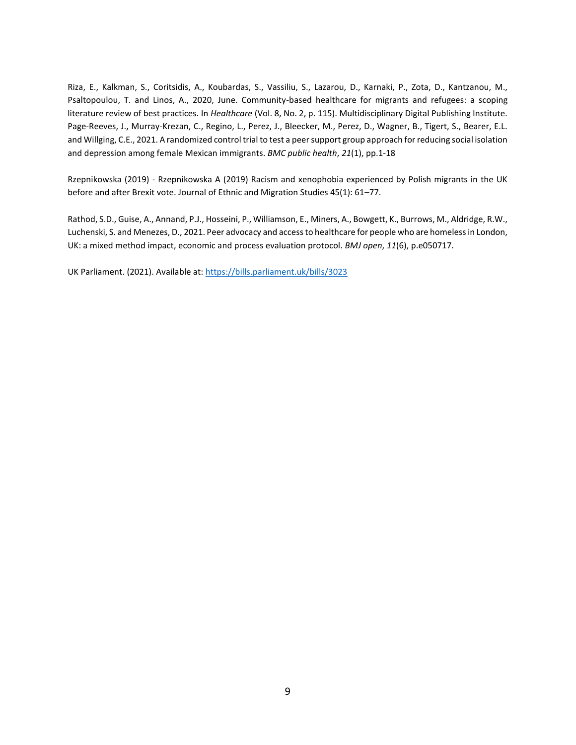Riza, E., Kalkman, S., Coritsidis, A., Koubardas, S., Vassiliu, S., Lazarou, D., Karnaki, P., Zota, D., Kantzanou, M., Psaltopoulou, T. and Linos, A., 2020, June. Community-based healthcare for migrants and refugees: a scoping literature review of best practices. In *Healthcare* (Vol. 8, No. 2, p. 115). Multidisciplinary Digital Publishing Institute. Page-Reeves, J., Murray-Krezan, C., Regino, L., Perez, J., Bleecker, M., Perez, D., Wagner, B., Tigert, S., Bearer, E.L. and Willging, C.E., 2021. A randomized control trial to test a peer support group approach for reducing social isolation and depression among female Mexican immigrants. *BMC public health*, *21*(1), pp.1-18

Rzepnikowska (2019) - Rzepnikowska A (2019) Racism and xenophobia experienced by Polish migrants in the UK before and after Brexit vote. Journal of Ethnic and Migration Studies 45(1): 61–77.

Rathod, S.D., Guise, A., Annand, P.J., Hosseini, P., Williamson, E., Miners, A., Bowgett, K., Burrows, M., Aldridge, R.W., Luchenski, S. and Menezes, D., 2021. Peer advocacy and access to healthcare for people who are homeless in London, UK: a mixed method impact, economic and process evaluation protocol. *BMJ open*, *11*(6), p.e050717.

UK Parliament. (2021). Available at: https://bills.parliament.uk/bills/3023